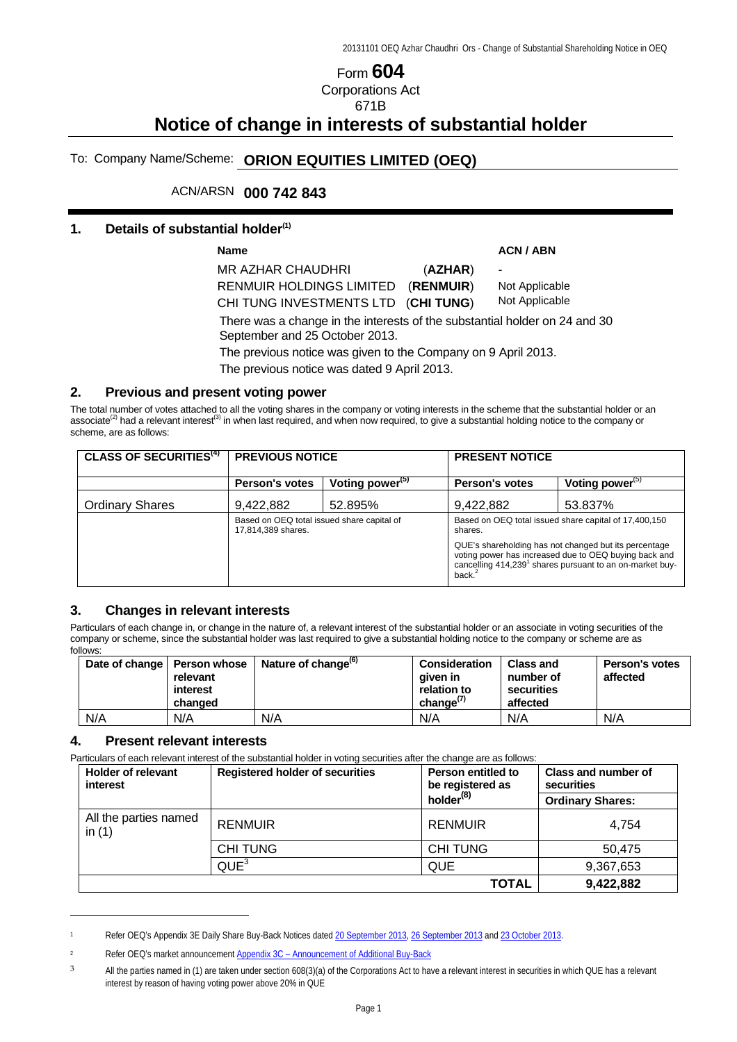Form **604**

Corporations Act

671B

# Notice of change in interests of substantial holder

To: Company Name/Scheme: **ORION EQUITIES LIMITED (OEQ)**

ACN/ARSN **000 742 843**

## 1. Details of substantial holder[(1)]

| Name | | ACN / ABN |
|---|---|---|
| MR AZHAR CHAUDHRI | (**AZHAR**) | - |
| RENMUIR HOLDINGS LIMITED | (**RENMUIR**) | Not Applicable |
| CHI TUNG INVESTMENTS LTD | (**CHI TUNG**) | Not Applicable |

There was a change in the interests of the substantial holder on 24 and 30 September and 25 October 2013.

The previous notice was given to the Company on 9 April 2013.

The previous notice was dated 9 April 2013.

## 2. Previous and present voting power

The total number of votes attached to all the voting shares in the company or voting interests in the scheme that the substantial holder or an associate[(2)] had a relevant interest[(3)] in when last required, and when now required, to give a substantial holding notice to the company or scheme, are as follows:

| CLASS OF SECURITIES[(4)] | PREVIOUS NOTICE | | PRESENT NOTICE | |
|---|---|---|---|---|
| | **Person's votes** | **Voting power[(5)]** | **Person's votes** | **Voting power[(5)]** |
| Ordinary Shares | 9,422,882 | 52.895% | 9,422,882 | 53.837% |
| | Based on OEQ total issued share capital of 17,814,389 shares. | | Based on OEQ total issued share capital of 17,400,150 shares.<br>QUE's shareholding has not changed but its percentage voting power has increased due to OEQ buying back and cancelling 414,239[1] shares pursuant to an on-market buy-back.[2] | |

## 3. Changes in relevant interests

Particulars of each change in, or change in the nature of, a relevant interest of the substantial holder or an associate in voting securities of the company or scheme, since the substantial holder was last required to give a substantial holding notice to the company or scheme are as follows:

| Date of change | Person whose relevant interest changed | Nature of change[(6)] | Consideration given in relation to change[(7)] | Class and number of securities affected | Person's votes affected |
|---|---|---|---|---|---|
| N/A | N/A | N/A | N/A | N/A | N/A |

## 4. Present relevant interests

Particulars of each relevant interest of the substantial holder in voting securities after the change are as follows:

| Holder of relevant interest | Registered holder of securities | Person entitled to be registered as holder[(8)] | Class and number of securities |
|---|---|---|---|
| | | | **Ordinary Shares:** |
| All the parties named in (1) | RENMUIR | RENMUIR | 4,754 |
| | CHI TUNG | CHI TUNG | 50,475 |
| | QUE[3] | QUE | 9,367,653 |
| | | **TOTAL** | **9,422,882** |

---

1. Refer OEQ's Appendix 3E Daily Share Buy-Back Notices dated 20 September 2013, 26 September 2013 and 23 October 2013.
2. Refer OEQ's market announcement Appendix 3C – Announcement of Additional Buy-Back
3. All the parties named in (1) are taken under section 608(3)(a) of the Corporations Act to have a relevant interest in securities in which QUE has a relevant interest by reason of having voting power above 20% in QUE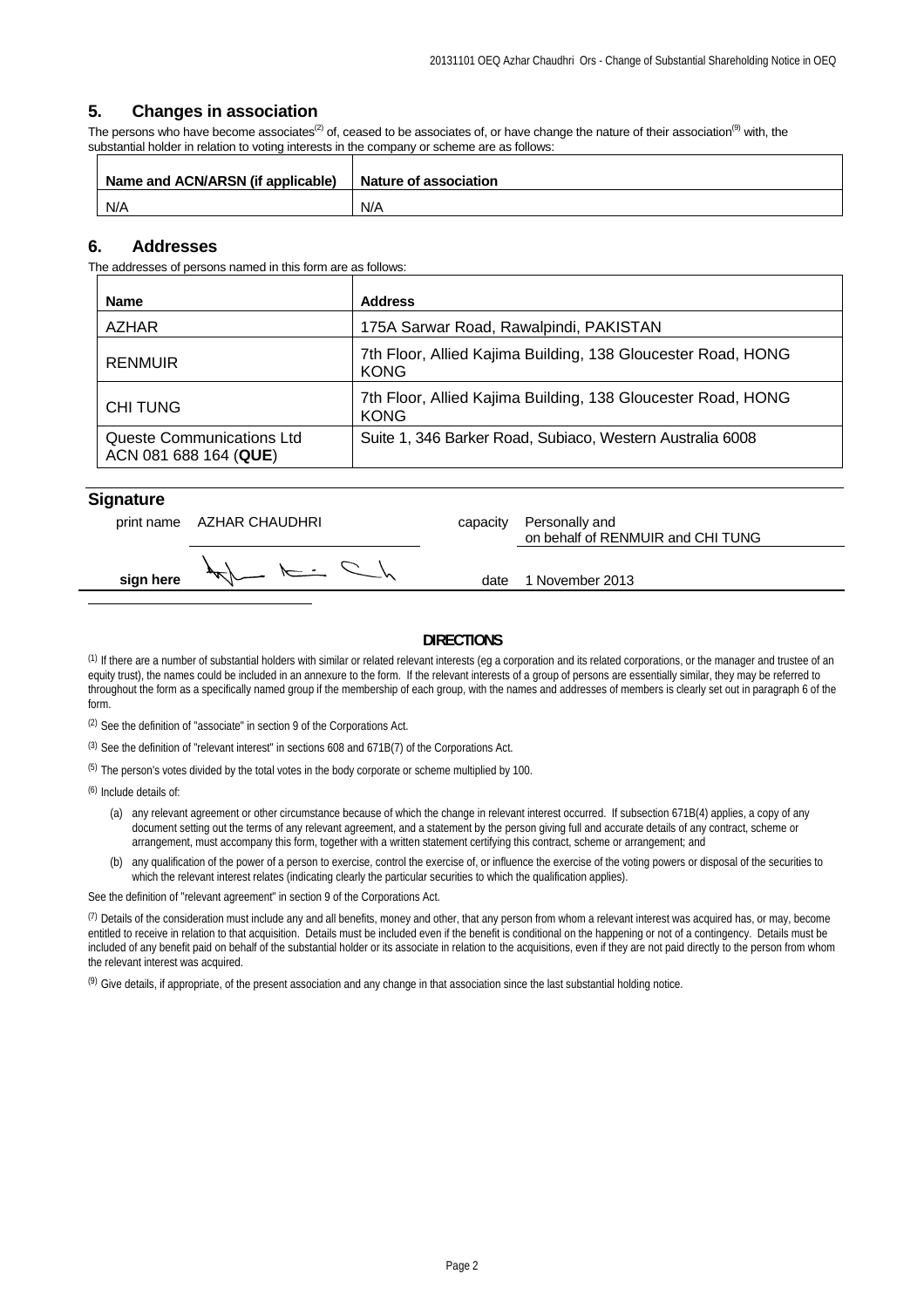## 5. Changes in association

The persons who have become associates(2) of, ceased to be associates of, or have change the nature of their association(9) with, the substantial holder in relation to voting interests in the company or scheme are as follows:

| Name and ACN/ARSN (if applicable) | Nature of association |
|---|---|
| N/A | N/A |

## 6. Addresses

The addresses of persons named in this form are as follows:

| Name | Address |
|---|---|
| AZHAR | 175A Sarwar Road, Rawalpindi, PAKISTAN |
| RENMUIR | 7th Floor, Allied Kajima Building, 138 Gloucester Road, HONG KONG |
| CHI TUNG | 7th Floor, Allied Kajima Building, 138 Gloucester Road, HONG KONG |
| Queste Communications Ltd ACN 081 688 164 (**QUE**) | Suite 1, 346 Barker Road, Subiaco, Western Australia 6008 |

## Signature

| | | | |
|---|---|---|---|
| print name | AZHAR CHAUDHRI | capacity | Personally and on behalf of RENMUIR and CHI TUNG |
| **sign here** | | date | 1 November 2013 |

**DIRECTIONS**

(1) If there are a number of substantial holders with similar or related relevant interests (eg a corporation and its related corporations, or the manager and trustee of an equity trust), the names could be included in an annexure to the form. If the relevant interests of a group of persons are essentially similar, they may be referred to throughout the form as a specifically named group if the membership of each group, with the names and addresses of members is clearly set out in paragraph 6 of the form.

(2) See the definition of "associate" in section 9 of the Corporations Act.

(3) See the definition of "relevant interest" in sections 608 and 671B(7) of the Corporations Act.

(5) The person's votes divided by the total votes in the body corporate or scheme multiplied by 100.

(6) Include details of:

(a) any relevant agreement or other circumstance because of which the change in relevant interest occurred. If subsection 671B(4) applies, a copy of any document setting out the terms of any relevant agreement, and a statement by the person giving full and accurate details of any contract, scheme or arrangement, must accompany this form, together with a written statement certifying this contract, scheme or arrangement; and

(b) any qualification of the power of a person to exercise, control the exercise of, or influence the exercise of the voting powers or disposal of the securities to which the relevant interest relates (indicating clearly the particular securities to which the qualification applies).

See the definition of "relevant agreement" in section 9 of the Corporations Act.

(7) Details of the consideration must include any and all benefits, money and other, that any person from whom a relevant interest was acquired has, or may, become entitled to receive in relation to that acquisition. Details must be included even if the benefit is conditional on the happening or not of a contingency. Details must be included of any benefit paid on behalf of the substantial holder or its associate in relation to the acquisitions, even if they are not paid directly to the person from whom the relevant interest was acquired.

(9) Give details, if appropriate, of the present association and any change in that association since the last substantial holding notice.